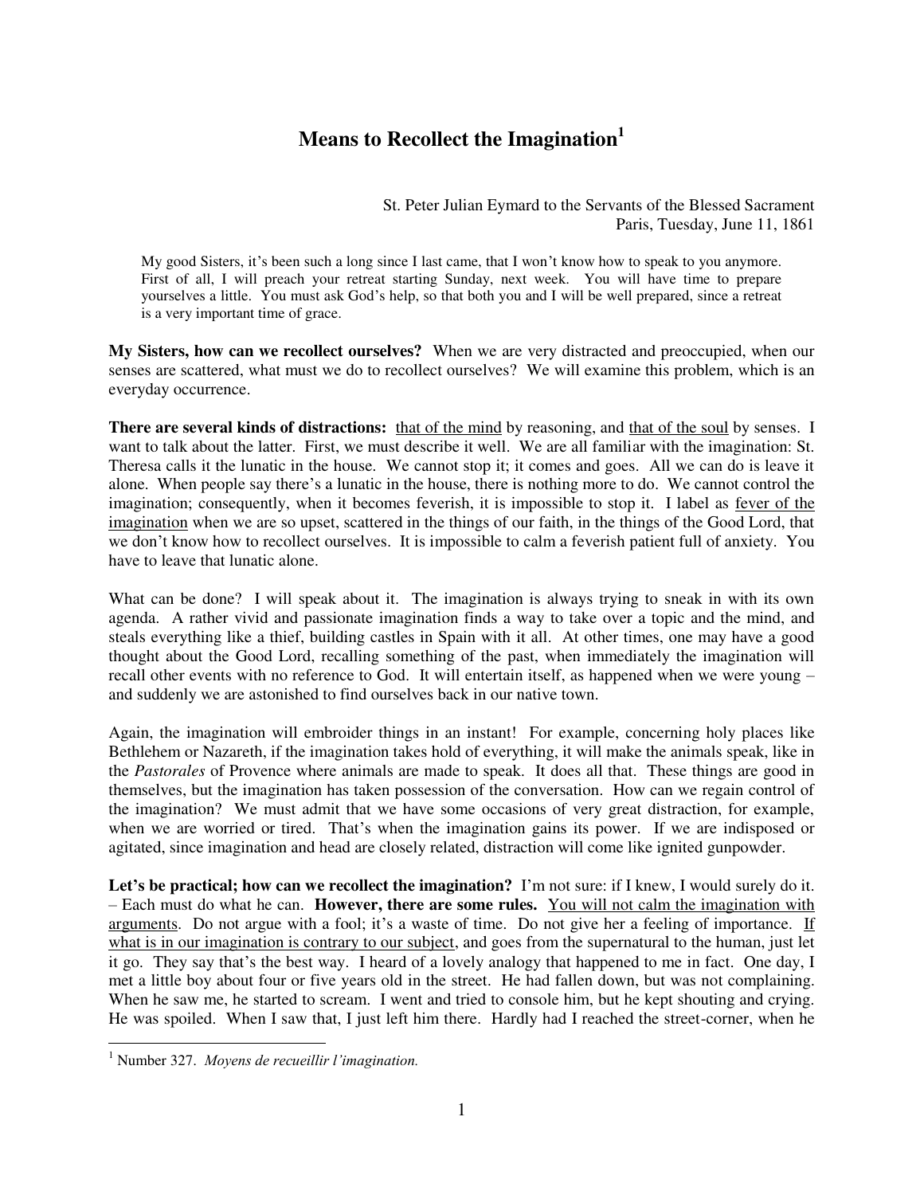# Means to Recollect the Imagination[1]

St. Peter Julian Eymard to the Servants of the Blessed Sacrament
Paris, Tuesday, June 11, 1861

> My good Sisters, it's been such a long since I last came, that I won't know how to speak to you anymore. First of all, I will preach your retreat starting Sunday, next week. You will have time to prepare yourselves a little. You must ask God's help, so that both you and I will be well prepared, since a retreat is a very important time of grace.

**My Sisters, how can we recollect ourselves?** When we are very distracted and preoccupied, when our senses are scattered, what must we do to recollect ourselves? We will examine this problem, which is an everyday occurrence.

**There are several kinds of distractions:** <u>that of the mind</u> by reasoning, and <u>that of the soul</u> by senses. I want to talk about the latter. First, we must describe it well. We are all familiar with the imagination: St. Theresa calls it the lunatic in the house. We cannot stop it; it comes and goes. All we can do is leave it alone. When people say there's a lunatic in the house, there is nothing more to do. We cannot control the imagination; consequently, when it becomes feverish, it is impossible to stop it. I label as <u>fever of the imagination</u> when we are so upset, scattered in the things of our faith, in the things of the Good Lord, that we don't know how to recollect ourselves. It is impossible to calm a feverish patient full of anxiety. You have to leave that lunatic alone.

What can be done? I will speak about it. The imagination is always trying to sneak in with its own agenda. A rather vivid and passionate imagination finds a way to take over a topic and the mind, and steals everything like a thief, building castles in Spain with it all. At other times, one may have a good thought about the Good Lord, recalling something of the past, when immediately the imagination will recall other events with no reference to God. It will entertain itself, as happened when we were young – and suddenly we are astonished to find ourselves back in our native town.

Again, the imagination will embroider things in an instant! For example, concerning holy places like Bethlehem or Nazareth, if the imagination takes hold of everything, it will make the animals speak, like in the *Pastorales* of Provence where animals are made to speak. It does all that. These things are good in themselves, but the imagination has taken possession of the conversation. How can we regain control of the imagination? We must admit that we have some occasions of very great distraction, for example, when we are worried or tired. That's when the imagination gains its power. If we are indisposed or agitated, since imagination and head are closely related, distraction will come like ignited gunpowder.

**Let's be practical; how can we recollect the imagination?** I'm not sure: if I knew, I would surely do it. – Each must do what he can. **However, there are some rules.** <u>You will not calm the imagination with arguments</u>. Do not argue with a fool; it's a waste of time. Do not give her a feeling of importance. <u>If what is in our imagination is contrary to our subject</u>, and goes from the supernatural to the human, just let it go. They say that's the best way. I heard of a lovely analogy that happened to me in fact. One day, I met a little boy about four or five years old in the street. He had fallen down, but was not complaining. When he saw me, he started to scream. I went and tried to console him, but he kept shouting and crying. He was spoiled. When I saw that, I just left him there. Hardly had I reached the street-corner, when he

[1] Number 327. *Moyens de recueillir l'imagination.*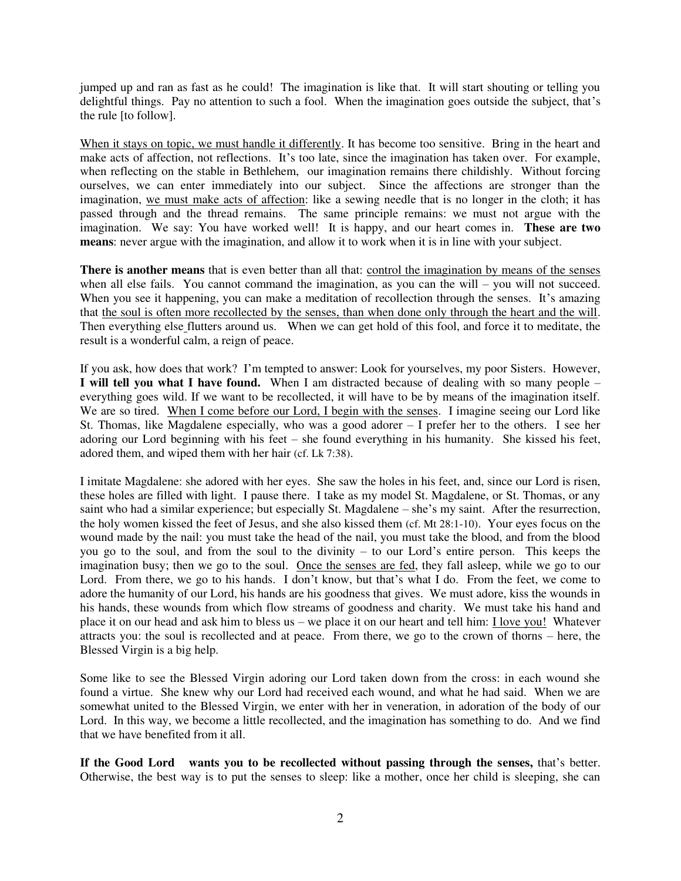jumped up and ran as fast as he could! The imagination is like that. It will start shouting or telling you delightful things. Pay no attention to such a fool. When the imagination goes outside the subject, that's the rule [to follow].

<u>When it stays on topic, we must handle it differently</u>. It has become too sensitive. Bring in the heart and make acts of affection, not reflections. It's too late, since the imagination has taken over. For example, when reflecting on the stable in Bethlehem, our imagination remains there childishly. Without forcing ourselves, we can enter immediately into our subject. Since the affections are stronger than the imagination, <u>we must make acts of affection</u>: like a sewing needle that is no longer in the cloth; it has passed through and the thread remains. The same principle remains: we must not argue with the imagination. We say: You have worked well! It is happy, and our heart comes in. **These are two means**: never argue with the imagination, and allow it to work when it is in line with your subject.

**There is another means** that is even better than all that: <u>control the imagination by means of the senses</u> when all else fails. You cannot command the imagination, as you can the will – you will not succeed. When you see it happening, you can make a meditation of recollection through the senses. It's amazing that <u>the soul is often more recollected by the senses, than when done only through the heart and the will</u>. Then everything else flutters around us. When we can get hold of this fool, and force it to meditate, the result is a wonderful calm, a reign of peace.

If you ask, how does that work? I'm tempted to answer: Look for yourselves, my poor Sisters. However, **I will tell you what I have found.** When I am distracted because of dealing with so many people – everything goes wild. If we want to be recollected, it will have to be by means of the imagination itself. We are so tired. <u>When I come before our Lord, I begin with the senses</u>. I imagine seeing our Lord like St. Thomas, like Magdalene especially, who was a good adorer – I prefer her to the others. I see her adoring our Lord beginning with his feet – she found everything in his humanity. She kissed his feet, adored them, and wiped them with her hair (cf. Lk 7:38).

I imitate Magdalene: she adored with her eyes. She saw the holes in his feet, and, since our Lord is risen, these holes are filled with light. I pause there. I take as my model St. Magdalene, or St. Thomas, or any saint who had a similar experience; but especially St. Magdalene – she's my saint. After the resurrection, the holy women kissed the feet of Jesus, and she also kissed them (cf. Mt 28:1-10). Your eyes focus on the wound made by the nail: you must take the head of the nail, you must take the blood, and from the blood you go to the soul, and from the soul to the divinity – to our Lord's entire person. This keeps the imagination busy; then we go to the soul. <u>Once the senses are fed</u>, they fall asleep, while we go to our Lord. From there, we go to his hands. I don't know, but that's what I do. From the feet, we come to adore the humanity of our Lord, his hands are his goodness that gives. We must adore, kiss the wounds in his hands, these wounds from which flow streams of goodness and charity. We must take his hand and place it on our head and ask him to bless us – we place it on our heart and tell him: <u>I love you!</u> Whatever attracts you: the soul is recollected and at peace. From there, we go to the crown of thorns – here, the Blessed Virgin is a big help.

Some like to see the Blessed Virgin adoring our Lord taken down from the cross: in each wound she found a virtue. She knew why our Lord had received each wound, and what he had said. When we are somewhat united to the Blessed Virgin, we enter with her in veneration, in adoration of the body of our Lord. In this way, we become a little recollected, and the imagination has something to do. And we find that we have benefited from it all.

**If the Good Lord wants you to be recollected without passing through the senses,** that's better. Otherwise, the best way is to put the senses to sleep: like a mother, once her child is sleeping, she can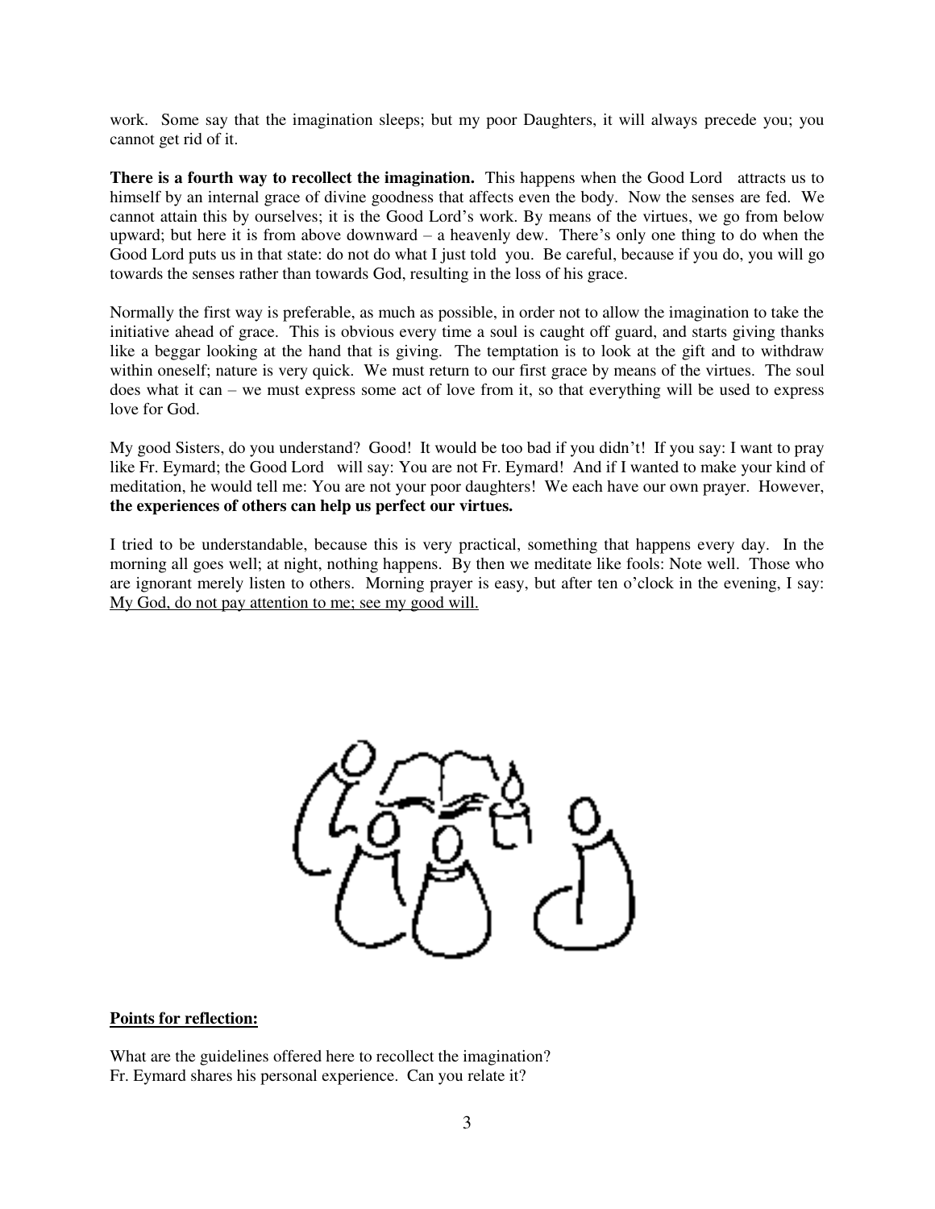work. Some say that the imagination sleeps; but my poor Daughters, it will always precede you; you cannot get rid of it.

**There is a fourth way to recollect the imagination.** This happens when the Good Lord attracts us to himself by an internal grace of divine goodness that affects even the body. Now the senses are fed. We cannot attain this by ourselves; it is the Good Lord's work. By means of the virtues, we go from below upward; but here it is from above downward – a heavenly dew. There's only one thing to do when the Good Lord puts us in that state: do not do what I just told you. Be careful, because if you do, you will go towards the senses rather than towards God, resulting in the loss of his grace.

Normally the first way is preferable, as much as possible, in order not to allow the imagination to take the initiative ahead of grace. This is obvious every time a soul is caught off guard, and starts giving thanks like a beggar looking at the hand that is giving. The temptation is to look at the gift and to withdraw within oneself; nature is very quick. We must return to our first grace by means of the virtues. The soul does what it can – we must express some act of love from it, so that everything will be used to express love for God.

My good Sisters, do you understand? Good! It would be too bad if you didn't! If you say: I want to pray like Fr. Eymard; the Good Lord will say: You are not Fr. Eymard! And if I wanted to make your kind of meditation, he would tell me: You are not your poor daughters! We each have our own prayer. However, **the experiences of others can help us perfect our virtues.**

I tried to be understandable, because this is very practical, something that happens every day. In the morning all goes well; at night, nothing happens. By then we meditate like fools: Note well. Those who are ignorant merely listen to others. Morning prayer is easy, but after ten o'clock in the evening, I say: <u>My God, do not pay attention to me; see my good will.</u>

**<u>Points for reflection:</u>**

What are the guidelines offered here to recollect the imagination?
Fr. Eymard shares his personal experience. Can you relate it?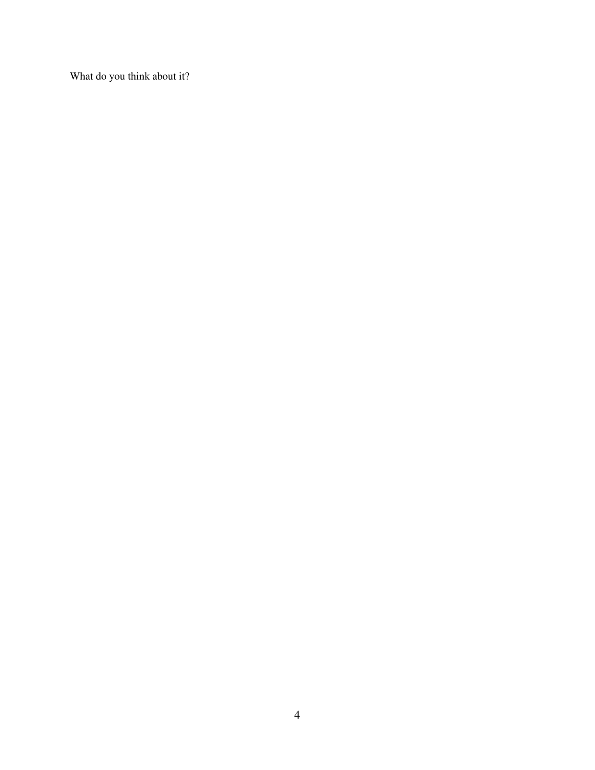What do you think about it?